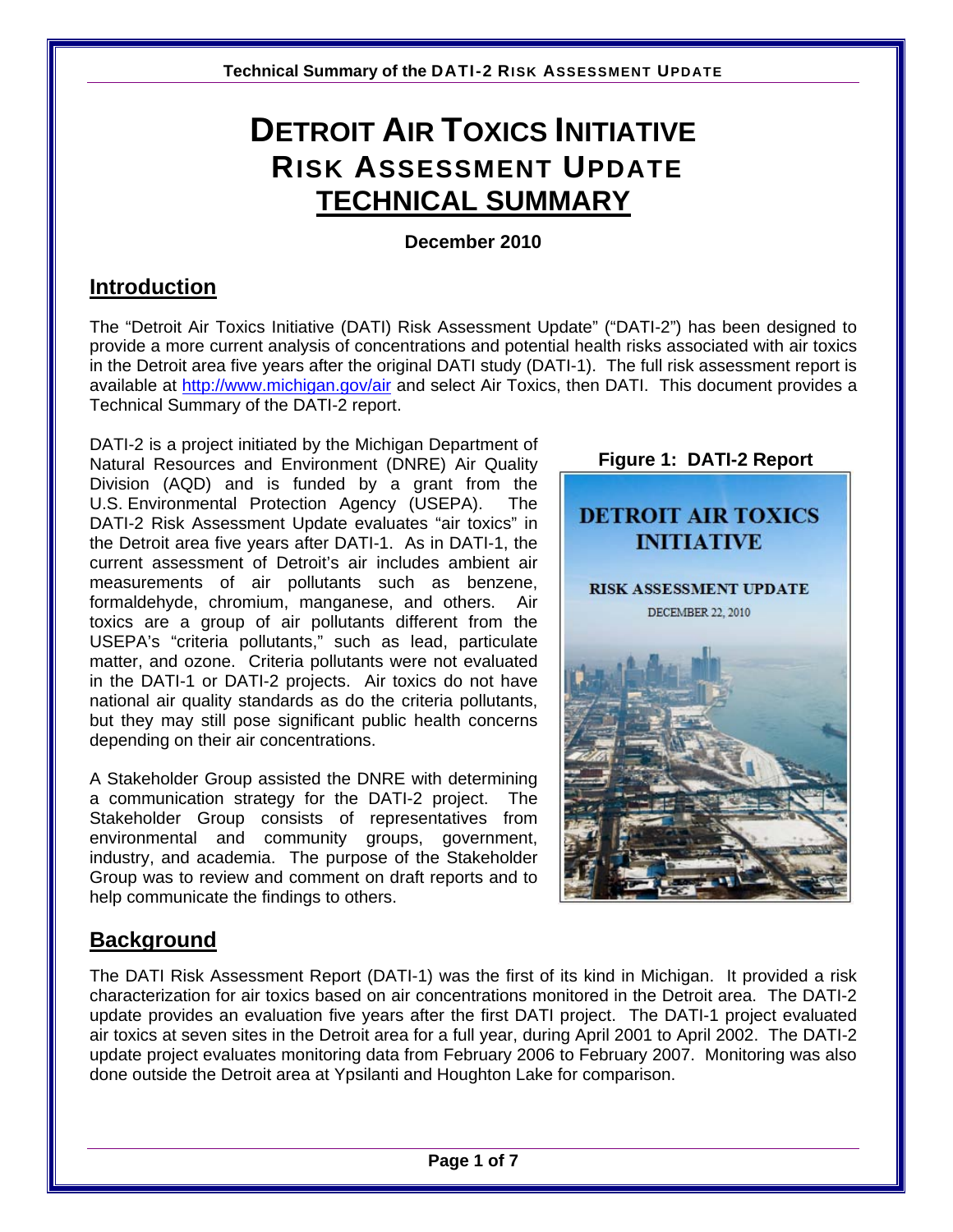# DETROIT AIR TOXICS INITIATIVE
# RISK ASSESSMENT UPDATE
# TECHNICAL SUMMARY

**December 2010**

## Introduction

The "Detroit Air Toxics Initiative (DATI) Risk Assessment Update" ("DATI-2") has been designed to provide a more current analysis of concentrations and potential health risks associated with air toxics in the Detroit area five years after the original DATI study (DATI-1). The full risk assessment report is available at http://www.michigan.gov/air and select Air Toxics, then DATI. This document provides a Technical Summary of the DATI-2 report.

DATI-2 is a project initiated by the Michigan Department of Natural Resources and Environment (DNRE) Air Quality Division (AQD) and is funded by a grant from the U.S. Environmental Protection Agency (USEPA). The DATI-2 Risk Assessment Update evaluates "air toxics" in the Detroit area five years after DATI-1. As in DATI-1, the current assessment of Detroit's air includes ambient air measurements of air pollutants such as benzene, formaldehyde, chromium, manganese, and others. Air toxics are a group of air pollutants different from the USEPA's "criteria pollutants," such as lead, particulate matter, and ozone. Criteria pollutants were not evaluated in the DATI-1 or DATI-2 projects. Air toxics do not have national air quality standards as do the criteria pollutants, but they may still pose significant public health concerns depending on their air concentrations.

**Figure 1: DATI-2 Report**

A Stakeholder Group assisted the DNRE with determining a communication strategy for the DATI-2 project. The Stakeholder Group consists of representatives from environmental and community groups, government, industry, and academia. The purpose of the Stakeholder Group was to review and comment on draft reports and to help communicate the findings to others.

## Background

The DATI Risk Assessment Report (DATI-1) was the first of its kind in Michigan. It provided a risk characterization for air toxics based on air concentrations monitored in the Detroit area. The DATI-2 update provides an evaluation five years after the first DATI project. The DATI-1 project evaluated air toxics at seven sites in the Detroit area for a full year, during April 2001 to April 2002. The DATI-2 update project evaluates monitoring data from February 2006 to February 2007. Monitoring was also done outside the Detroit area at Ypsilanti and Houghton Lake for comparison.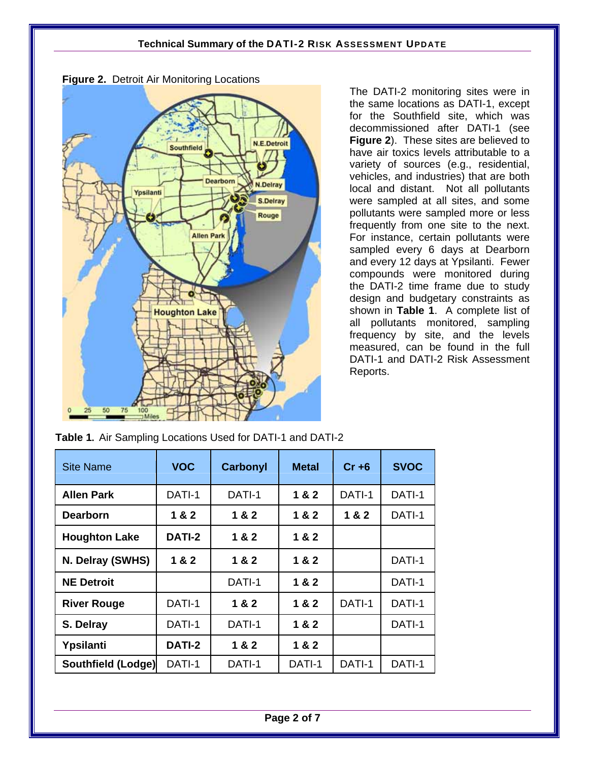**Figure 2.** Detroit Air Monitoring Locations

The DATI-2 monitoring sites were in the same locations as DATI-1, except for the Southfield site, which was decommissioned after DATI-1 (see **Figure 2**). These sites are believed to have air toxics levels attributable to a variety of sources (e.g., residential, vehicles, and industries) that are both local and distant. Not all pollutants were sampled at all sites, and some pollutants were sampled more or less frequently from one site to the next. For instance, certain pollutants were sampled every 6 days at Dearborn and every 12 days at Ypsilanti. Fewer compounds were monitored during the DATI-2 time frame due to study design and budgetary constraints as shown in **Table 1**. A complete list of all pollutants monitored, sampling frequency by site, and the levels measured, can be found in the full DATI-1 and DATI-2 Risk Assessment Reports.

**Table 1.** Air Sampling Locations Used for DATI-1 and DATI-2

| Site Name | VOC | Carbonyl | Metal | Cr +6 | SVOC |
|---|---|---|---|---|---|
| **Allen Park** | DATI-1 | DATI-1 | **1 & 2** | DATI-1 | DATI-1 |
| **Dearborn** | **1 & 2** | **1 & 2** | **1 & 2** | **1 & 2** | DATI-1 |
| **Houghton Lake** | **DATI-2** | **1 & 2** | **1 & 2** | | |
| **N. Delray (SWHS)** | **1 & 2** | **1 & 2** | **1 & 2** | | DATI-1 |
| **NE Detroit** | | DATI-1 | **1 & 2** | | DATI-1 |
| **River Rouge** | DATI-1 | **1 & 2** | **1 & 2** | DATI-1 | DATI-1 |
| **S. Delray** | DATI-1 | DATI-1 | **1 & 2** | | DATI-1 |
| **Ypsilanti** | **DATI-2** | **1 & 2** | **1 & 2** | | |
| **Southfield (Lodge)** | DATI-1 | DATI-1 | DATI-1 | DATI-1 | DATI-1 |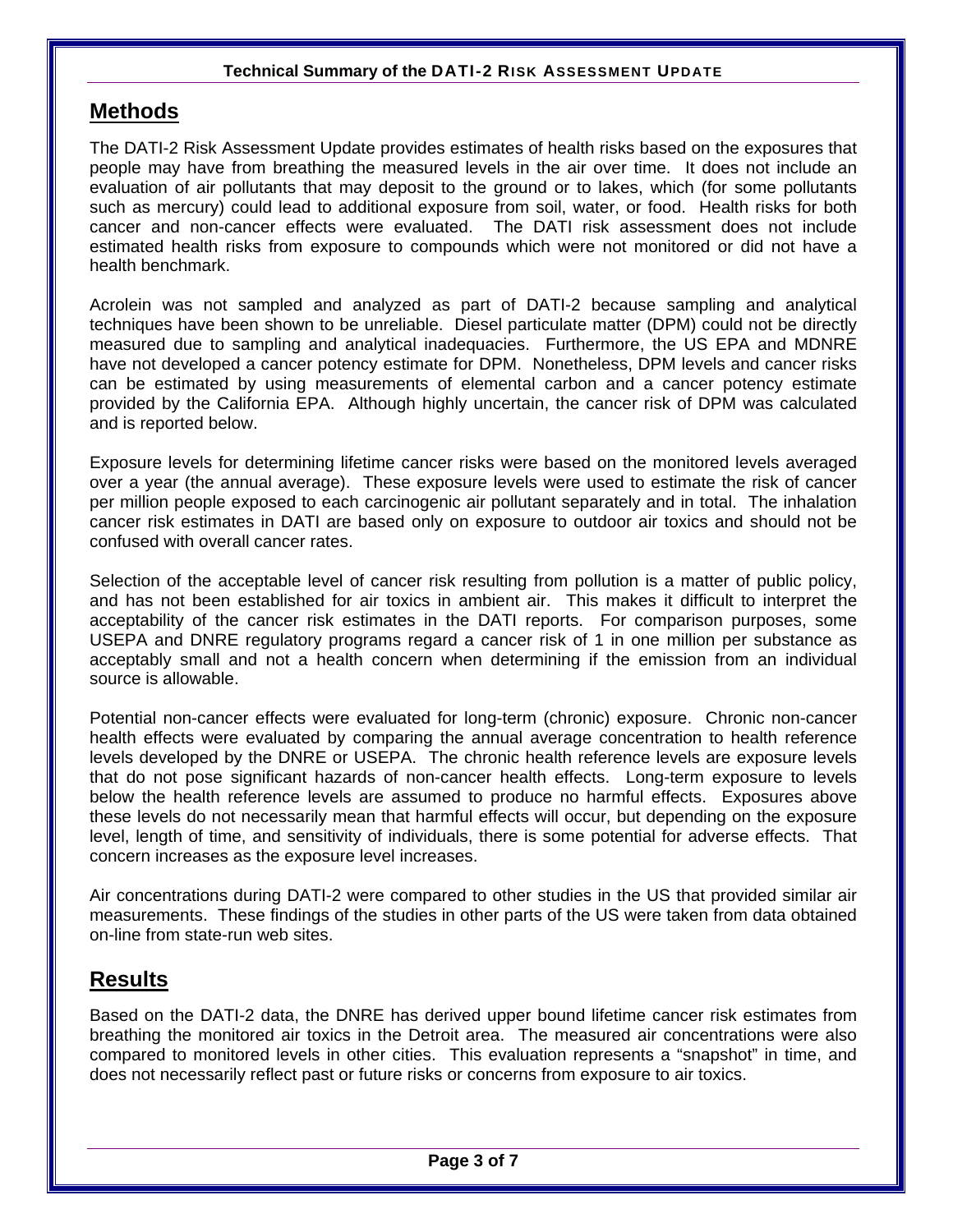## Methods

The DATI-2 Risk Assessment Update provides estimates of health risks based on the exposures that people may have from breathing the measured levels in the air over time. It does not include an evaluation of air pollutants that may deposit to the ground or to lakes, which (for some pollutants such as mercury) could lead to additional exposure from soil, water, or food. Health risks for both cancer and non-cancer effects were evaluated. The DATI risk assessment does not include estimated health risks from exposure to compounds which were not monitored or did not have a health benchmark.

Acrolein was not sampled and analyzed as part of DATI-2 because sampling and analytical techniques have been shown to be unreliable. Diesel particulate matter (DPM) could not be directly measured due to sampling and analytical inadequacies. Furthermore, the US EPA and MDNRE have not developed a cancer potency estimate for DPM. Nonetheless, DPM levels and cancer risks can be estimated by using measurements of elemental carbon and a cancer potency estimate provided by the California EPA. Although highly uncertain, the cancer risk of DPM was calculated and is reported below.

Exposure levels for determining lifetime cancer risks were based on the monitored levels averaged over a year (the annual average). These exposure levels were used to estimate the risk of cancer per million people exposed to each carcinogenic air pollutant separately and in total. The inhalation cancer risk estimates in DATI are based only on exposure to outdoor air toxics and should not be confused with overall cancer rates.

Selection of the acceptable level of cancer risk resulting from pollution is a matter of public policy, and has not been established for air toxics in ambient air. This makes it difficult to interpret the acceptability of the cancer risk estimates in the DATI reports. For comparison purposes, some USEPA and DNRE regulatory programs regard a cancer risk of 1 in one million per substance as acceptably small and not a health concern when determining if the emission from an individual source is allowable.

Potential non-cancer effects were evaluated for long-term (chronic) exposure. Chronic non-cancer health effects were evaluated by comparing the annual average concentration to health reference levels developed by the DNRE or USEPA. The chronic health reference levels are exposure levels that do not pose significant hazards of non-cancer health effects. Long-term exposure to levels below the health reference levels are assumed to produce no harmful effects. Exposures above these levels do not necessarily mean that harmful effects will occur, but depending on the exposure level, length of time, and sensitivity of individuals, there is some potential for adverse effects. That concern increases as the exposure level increases.

Air concentrations during DATI-2 were compared to other studies in the US that provided similar air measurements. These findings of the studies in other parts of the US were taken from data obtained on-line from state-run web sites.

## Results

Based on the DATI-2 data, the DNRE has derived upper bound lifetime cancer risk estimates from breathing the monitored air toxics in the Detroit area. The measured air concentrations were also compared to monitored levels in other cities. This evaluation represents a "snapshot" in time, and does not necessarily reflect past or future risks or concerns from exposure to air toxics.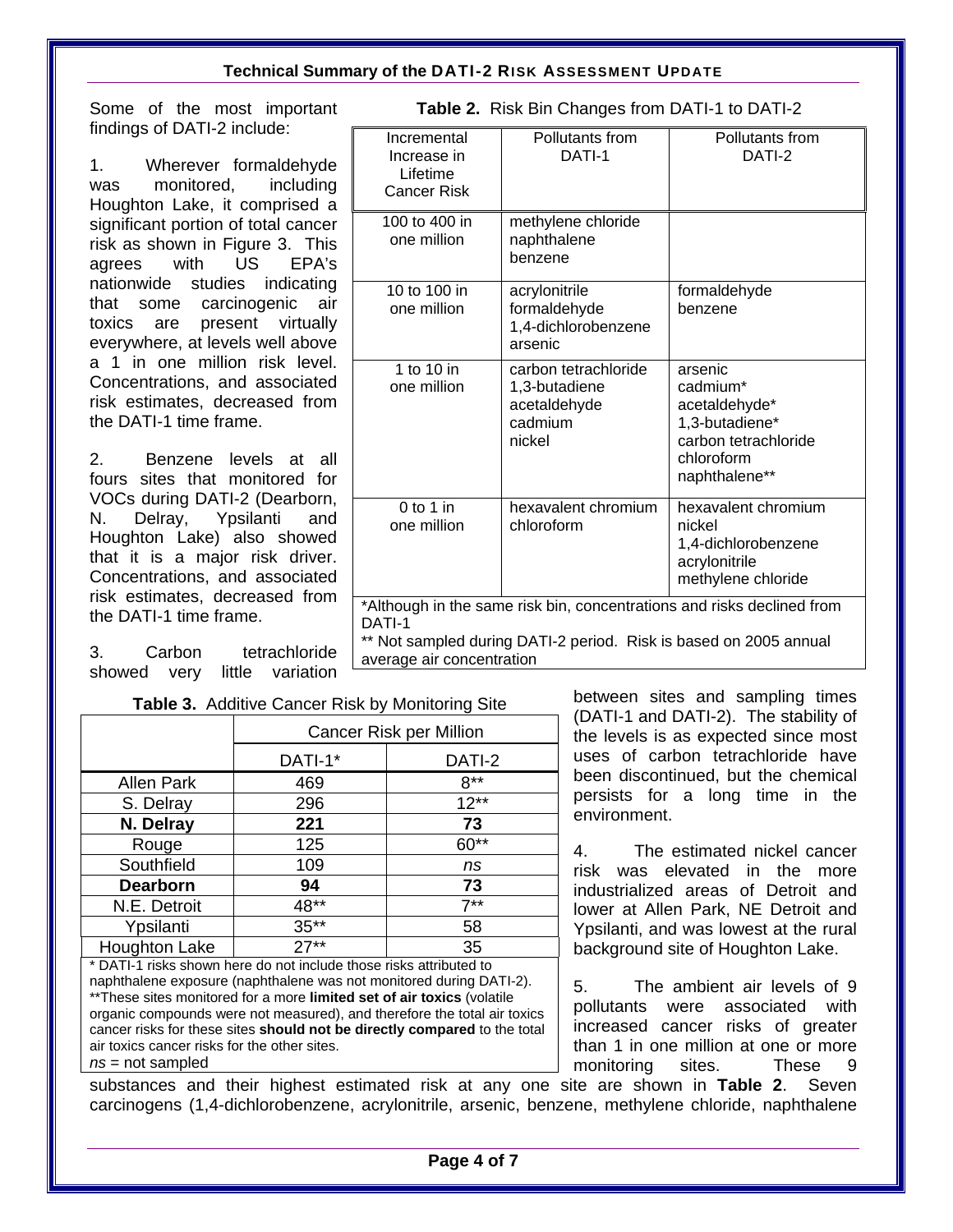Some of the most important findings of DATI-2 include:

1. Wherever formaldehyde was monitored, including Houghton Lake, it comprised a significant portion of total cancer risk as shown in Figure 3. This agrees with US EPA's nationwide studies indicating that some carcinogenic air toxics are present virtually everywhere, at levels well above a 1 in one million risk level. Concentrations, and associated risk estimates, decreased from the DATI-1 time frame.

2. Benzene levels at all fours sites that monitored for VOCs during DATI-2 (Dearborn, N. Delray, Ypsilanti and Houghton Lake) also showed that it is a major risk driver. Concentrations, and associated risk estimates, decreased from the DATI-1 time frame.

3. Carbon tetrachloride showed very little variation between sites and sampling times (DATI-1 and DATI-2). The stability of the levels is as expected since most uses of carbon tetrachloride have been discontinued, but the chemical persists for a long time in the environment.

**Table 2.** Risk Bin Changes from DATI-1 to DATI-2

| Incremental Increase in Lifetime Cancer Risk | Pollutants from DATI-1 | Pollutants from DATI-2 |
|---|---|---|
| 100 to 400 in one million | methylene chloride<br>naphthalene<br>benzene | |
| 10 to 100 in one million | acrylonitrile<br>formaldehyde<br>1,4-dichlorobenzene<br>arsenic | formaldehyde<br>benzene |
| 1 to 10 in one million | carbon tetrachloride<br>1,3-butadiene<br>acetaldehyde<br>cadmium<br>nickel | arsenic<br>cadmium*<br>acetaldehyde*<br>1,3-butadiene*<br>carbon tetrachloride<br>chloroform<br>naphthalene** |
| 0 to 1 in one million | hexavalent chromium<br>chloroform | hexavalent chromium<br>nickel<br>1,4-dichlorobenzene<br>acrylonitrile<br>methylene chloride |

*Although in the same risk bin, concentrations and risks declined from DATI-1

** Not sampled during DATI-2 period. Risk is based on 2005 annual average air concentration

**Table 3.** Additive Cancer Risk by Monitoring Site

| | Cancer Risk per Million | |
|---|---|---|
| | DATI-1* | DATI-2 |
| Allen Park | 469 | 8** |
| S. Delray | 296 | 12** |
| **N. Delray** | **221** | **73** |
| Rouge | 125 | 60** |
| Southfield | 109 | *ns* |
| **Dearborn** | **94** | **73** |
| N.E. Detroit | 48** | 7** |
| Ypsilanti | 35** | 58 |
| Houghton Lake | 27** | 35 |

\* DATI-1 risks shown here do not include those risks attributed to naphthalene exposure (naphthalene was not monitored during DATI-2).
**These sites monitored for a more **limited set of air toxics** (volatile organic compounds were not measured), and therefore the total air toxics cancer risks for these sites **should not be directly compared** to the total air toxics cancer risks for the other sites.
*ns* = not sampled

4. The estimated nickel cancer risk was elevated in the more industrialized areas of Detroit and lower at Allen Park, NE Detroit and Ypsilanti, and was lowest at the rural background site of Houghton Lake.

5. The ambient air levels of 9 pollutants were associated with increased cancer risks of greater than 1 in one million at one or more monitoring sites. These 9 substances and their highest estimated risk at any one site are shown in **Table 2**. Seven carcinogens (1,4-dichlorobenzene, acrylonitrile, arsenic, benzene, methylene chloride, naphthalene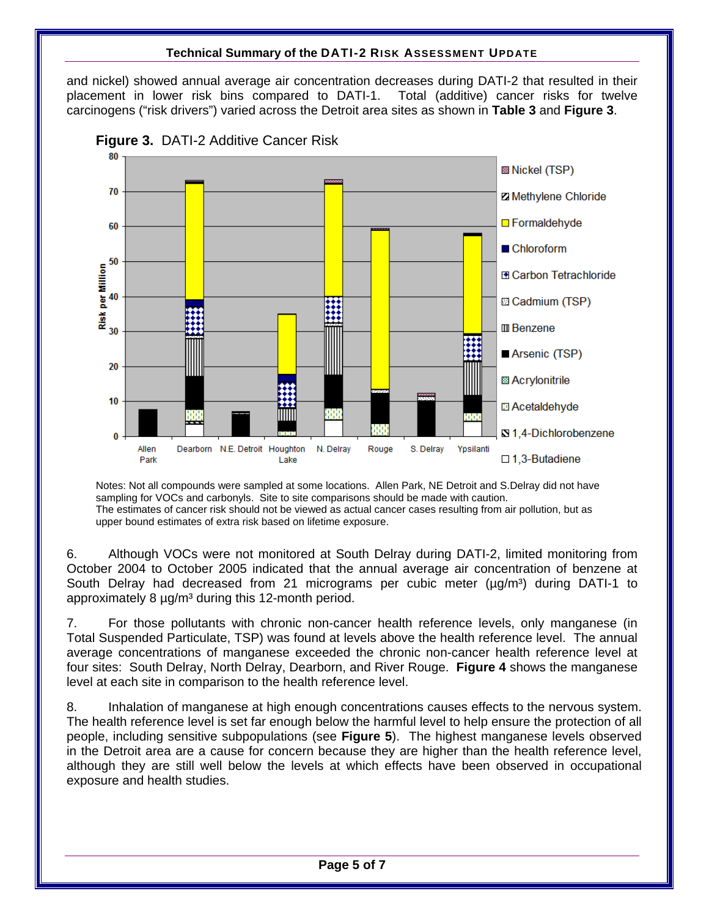and nickel) showed annual average air concentration decreases during DATI-2 that resulted in their placement in lower risk bins compared to DATI-1. Total (additive) cancer risks for twelve carcinogens ("risk drivers") varied across the Detroit area sites as shown in **Table 3** and **Figure 3**.

**Figure 3.** DATI-2 Additive Cancer Risk

Notes: Not all compounds were sampled at some locations. Allen Park, NE Detroit and S.Delray did not have sampling for VOCs and carbonyls. Site to site comparisons should be made with caution.
The estimates of cancer risk should not be viewed as actual cancer cases resulting from air pollution, but as upper bound estimates of extra risk based on lifetime exposure.

6. Although VOCs were not monitored at South Delray during DATI-2, limited monitoring from October 2004 to October 2005 indicated that the annual average air concentration of benzene at South Delray had decreased from 21 micrograms per cubic meter (µg/m³) during DATI-1 to approximately 8 µg/m³ during this 12-month period.

7. For those pollutants with chronic non-cancer health reference levels, only manganese (in Total Suspended Particulate, TSP) was found at levels above the health reference level. The annual average concentrations of manganese exceeded the chronic non-cancer health reference level at four sites: South Delray, North Delray, Dearborn, and River Rouge. **Figure 4** shows the manganese level at each site in comparison to the health reference level.

8. Inhalation of manganese at high enough concentrations causes effects to the nervous system. The health reference level is set far enough below the harmful level to help ensure the protection of all people, including sensitive subpopulations (see **Figure 5**). The highest manganese levels observed in the Detroit area are a cause for concern because they are higher than the health reference level, although they are still well below the levels at which effects have been observed in occupational exposure and health studies.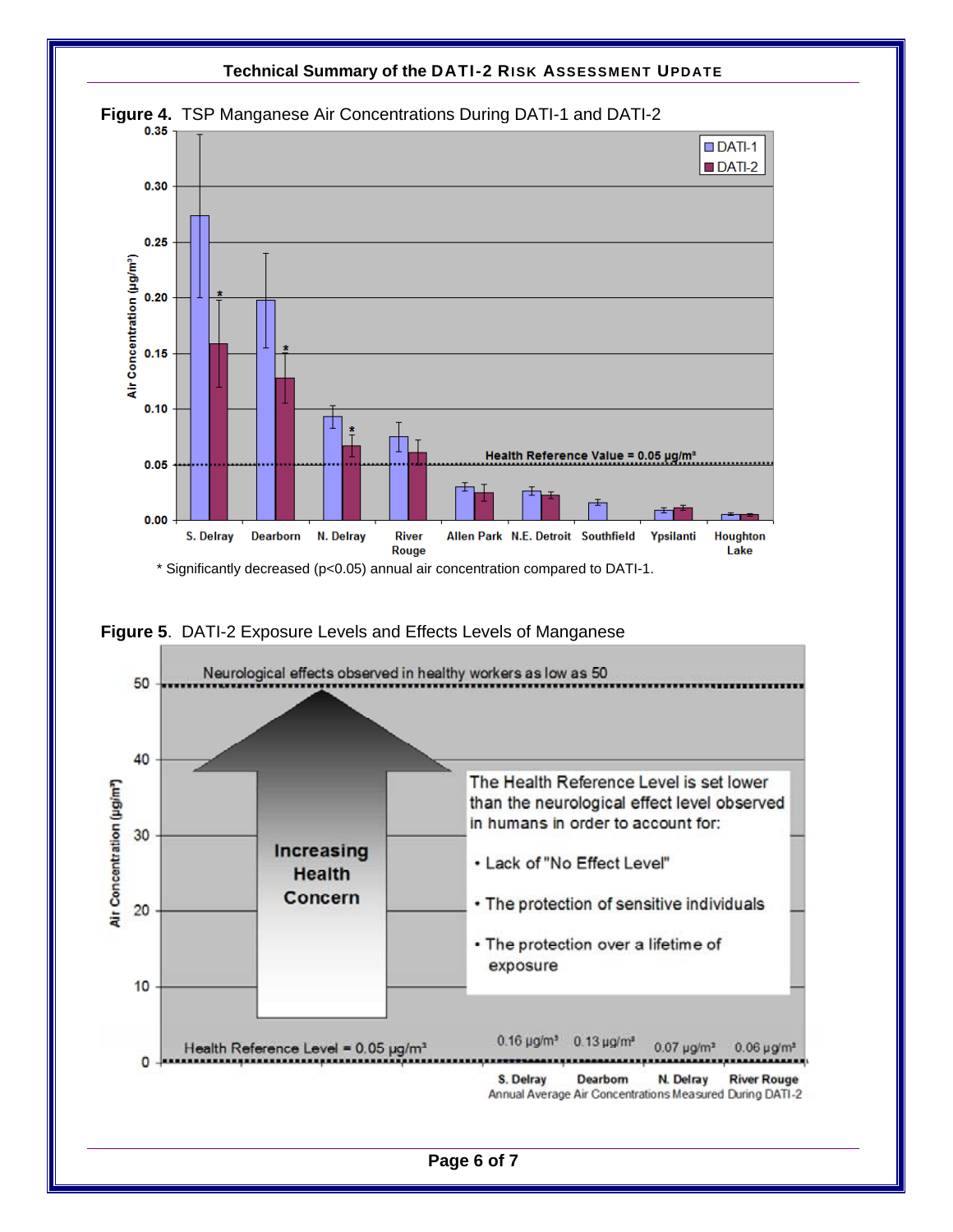**Figure 4.** TSP Manganese Air Concentrations During DATI-1 and DATI-2

\* Significantly decreased ($p<0.05$) annual air concentration compared to DATI-1.

**Figure 5**. DATI-2 Exposure Levels and Effects Levels of Manganese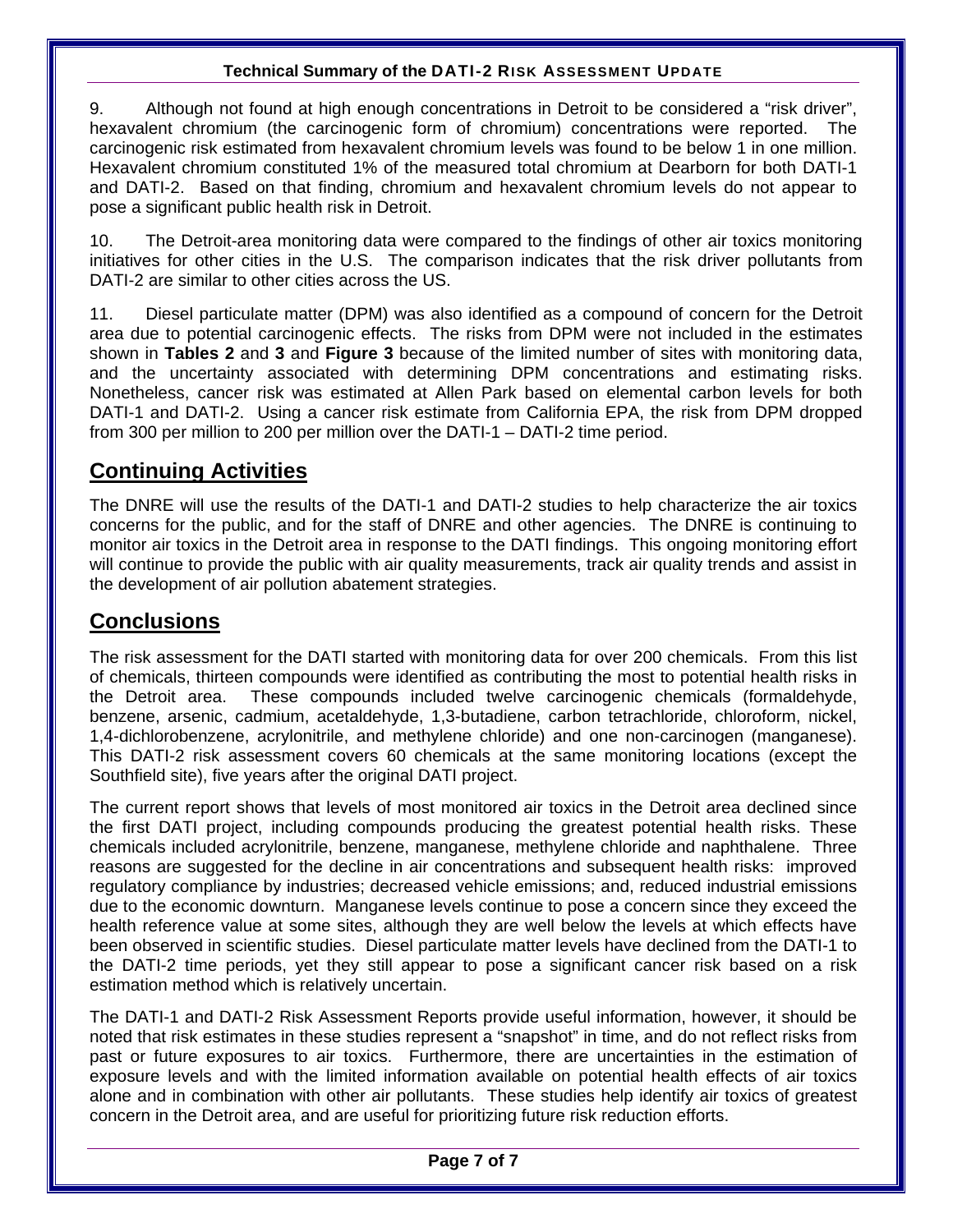9. Although not found at high enough concentrations in Detroit to be considered a "risk driver", hexavalent chromium (the carcinogenic form of chromium) concentrations were reported. The carcinogenic risk estimated from hexavalent chromium levels was found to be below 1 in one million. Hexavalent chromium constituted 1% of the measured total chromium at Dearborn for both DATI-1 and DATI-2. Based on that finding, chromium and hexavalent chromium levels do not appear to pose a significant public health risk in Detroit.

10. The Detroit-area monitoring data were compared to the findings of other air toxics monitoring initiatives for other cities in the U.S. The comparison indicates that the risk driver pollutants from DATI-2 are similar to other cities across the US.

11. Diesel particulate matter (DPM) was also identified as a compound of concern for the Detroit area due to potential carcinogenic effects. The risks from DPM were not included in the estimates shown in **Tables 2** and **3** and **Figure 3** because of the limited number of sites with monitoring data, and the uncertainty associated with determining DPM concentrations and estimating risks. Nonetheless, cancer risk was estimated at Allen Park based on elemental carbon levels for both DATI-1 and DATI-2. Using a cancer risk estimate from California EPA, the risk from DPM dropped from 300 per million to 200 per million over the DATI-1 – DATI-2 time period.

## Continuing Activities

The DNRE will use the results of the DATI-1 and DATI-2 studies to help characterize the air toxics concerns for the public, and for the staff of DNRE and other agencies. The DNRE is continuing to monitor air toxics in the Detroit area in response to the DATI findings. This ongoing monitoring effort will continue to provide the public with air quality measurements, track air quality trends and assist in the development of air pollution abatement strategies.

## Conclusions

The risk assessment for the DATI started with monitoring data for over 200 chemicals. From this list of chemicals, thirteen compounds were identified as contributing the most to potential health risks in the Detroit area. These compounds included twelve carcinogenic chemicals (formaldehyde, benzene, arsenic, cadmium, acetaldehyde, 1,3-butadiene, carbon tetrachloride, chloroform, nickel, 1,4-dichlorobenzene, acrylonitrile, and methylene chloride) and one non-carcinogen (manganese). This DATI-2 risk assessment covers 60 chemicals at the same monitoring locations (except the Southfield site), five years after the original DATI project.

The current report shows that levels of most monitored air toxics in the Detroit area declined since the first DATI project, including compounds producing the greatest potential health risks. These chemicals included acrylonitrile, benzene, manganese, methylene chloride and naphthalene. Three reasons are suggested for the decline in air concentrations and subsequent health risks: improved regulatory compliance by industries; decreased vehicle emissions; and, reduced industrial emissions due to the economic downturn. Manganese levels continue to pose a concern since they exceed the health reference value at some sites, although they are well below the levels at which effects have been observed in scientific studies. Diesel particulate matter levels have declined from the DATI-1 to the DATI-2 time periods, yet they still appear to pose a significant cancer risk based on a risk estimation method which is relatively uncertain.

The DATI-1 and DATI-2 Risk Assessment Reports provide useful information, however, it should be noted that risk estimates in these studies represent a "snapshot" in time, and do not reflect risks from past or future exposures to air toxics. Furthermore, there are uncertainties in the estimation of exposure levels and with the limited information available on potential health effects of air toxics alone and in combination with other air pollutants. These studies help identify air toxics of greatest concern in the Detroit area, and are useful for prioritizing future risk reduction efforts.